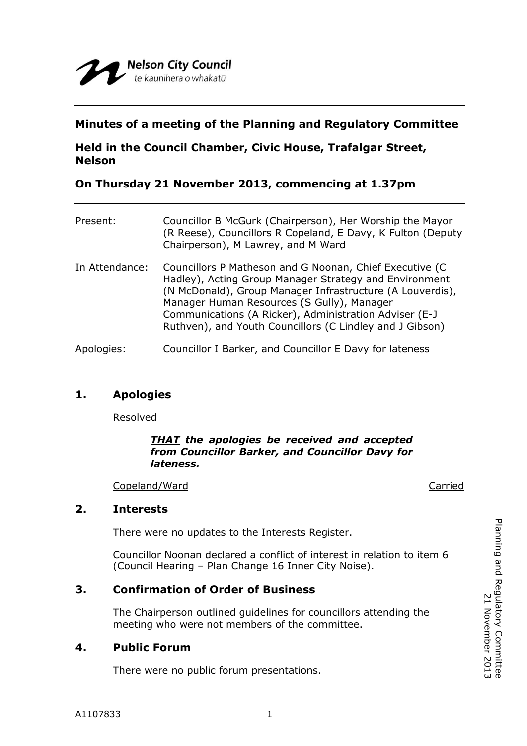Nelson City Council
te kaunihera o whakatū

# Minutes of a meeting of the Planning and Regulatory Committee

## Held in the Council Chamber, Civic House, Trafalgar Street, Nelson

## On Thursday 21 November 2013, commencing at 1.37pm

| | |
|---|---|
| Present: | Councillor B McGurk (Chairperson), Her Worship the Mayor (R Reese), Councillors R Copeland, E Davy, K Fulton (Deputy Chairperson), M Lawrey, and M Ward |
| In Attendance: | Councillors P Matheson and G Noonan, Chief Executive (C Hadley), Acting Group Manager Strategy and Environment (N McDonald), Group Manager Infrastructure (A Louverdis), Manager Human Resources (S Gully), Manager Communications (A Ricker), Administration Adviser (E-J Ruthven), and Youth Councillors (C Lindley and J Gibson) |
| Apologies: | Councillor I Barker, and Councillor E Davy for lateness |

## 1. Apologies

Resolved

***THAT** the apologies be received and accepted from Councillor Barker, and Councillor Davy for lateness.*

Copeland/Ward — Carried

## 2. Interests

There were no updates to the Interests Register.

Councillor Noonan declared a conflict of interest in relation to item 6 (Council Hearing – Plan Change 16 Inner City Noise).

## 3. Confirmation of Order of Business

The Chairperson outlined guidelines for councillors attending the meeting who were not members of the committee.

## 4. Public Forum

There were no public forum presentations.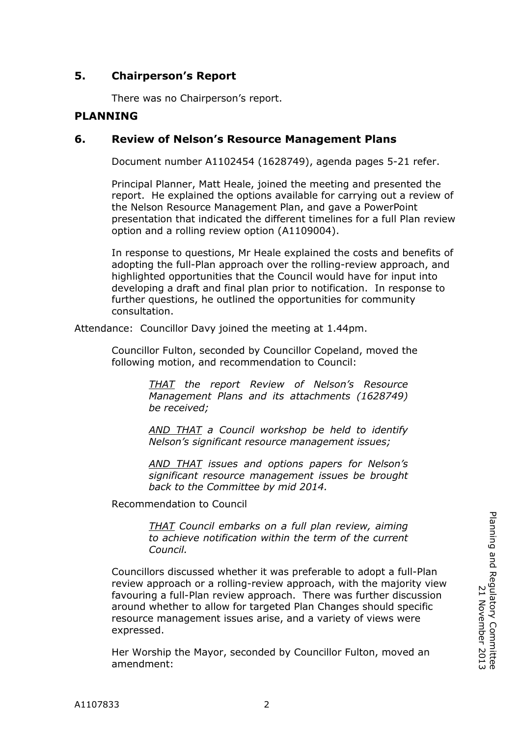## 5. Chairperson's Report

There was no Chairperson's report.

## PLANNING

## 6. Review of Nelson's Resource Management Plans

Document number A1102454 (1628749), agenda pages 5-21 refer.

Principal Planner, Matt Heale, joined the meeting and presented the report. He explained the options available for carrying out a review of the Nelson Resource Management Plan, and gave a PowerPoint presentation that indicated the different timelines for a full Plan review option and a rolling review option (A1109004).

In response to questions, Mr Heale explained the costs and benefits of adopting the full-Plan approach over the rolling-review approach, and highlighted opportunities that the Council would have for input into developing a draft and final plan prior to notification. In response to further questions, he outlined the opportunities for community consultation.

Attendance: Councillor Davy joined the meeting at 1.44pm.

Councillor Fulton, seconded by Councillor Copeland, moved the following motion, and recommendation to Council:

> *THAT the report Review of Nelson's Resource Management Plans and its attachments (1628749) be received;*
>
> *AND THAT a Council workshop be held to identify Nelson's significant resource management issues;*
>
> *AND THAT issues and options papers for Nelson's significant resource management issues be brought back to the Committee by mid 2014.*

Recommendation to Council

> *THAT Council embarks on a full plan review, aiming to achieve notification within the term of the current Council.*

Councillors discussed whether it was preferable to adopt a full-Plan review approach or a rolling-review approach, with the majority view favouring a full-Plan review approach. There was further discussion around whether to allow for targeted Plan Changes should specific resource management issues arise, and a variety of views were expressed.

Her Worship the Mayor, seconded by Councillor Fulton, moved an amendment: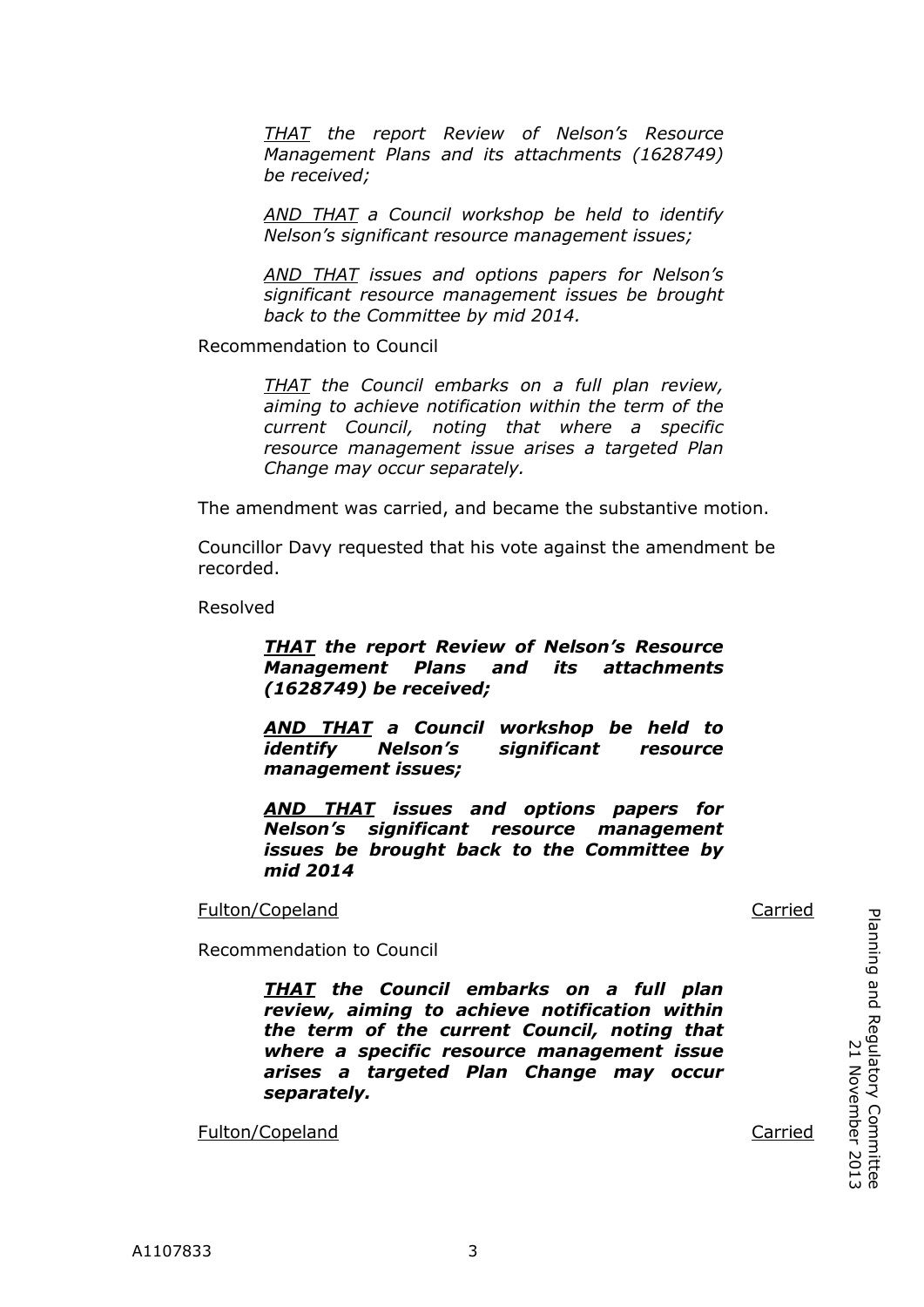*THAT the report Review of Nelson's Resource Management Plans and its attachments (1628749) be received;*

*AND THAT a Council workshop be held to identify Nelson's significant resource management issues;*

*AND THAT issues and options papers for Nelson's significant resource management issues be brought back to the Committee by mid 2014.*

Recommendation to Council

*THAT the Council embarks on a full plan review, aiming to achieve notification within the term of the current Council, noting that where a specific resource management issue arises a targeted Plan Change may occur separately.*

The amendment was carried, and became the substantive motion.

Councillor Davy requested that his vote against the amendment be recorded.

Resolved

***THAT the report Review of Nelson's Resource Management Plans and its attachments (1628749) be received;***

***AND THAT a Council workshop be held to identify Nelson's significant resource management issues;***

***AND THAT issues and options papers for Nelson's significant resource management issues be brought back to the Committee by mid 2014***

Fulton/Copeland — Carried

Recommendation to Council

***THAT the Council embarks on a full plan review, aiming to achieve notification within the term of the current Council, noting that where a specific resource management issue arises a targeted Plan Change may occur separately.***

Fulton/Copeland — Carried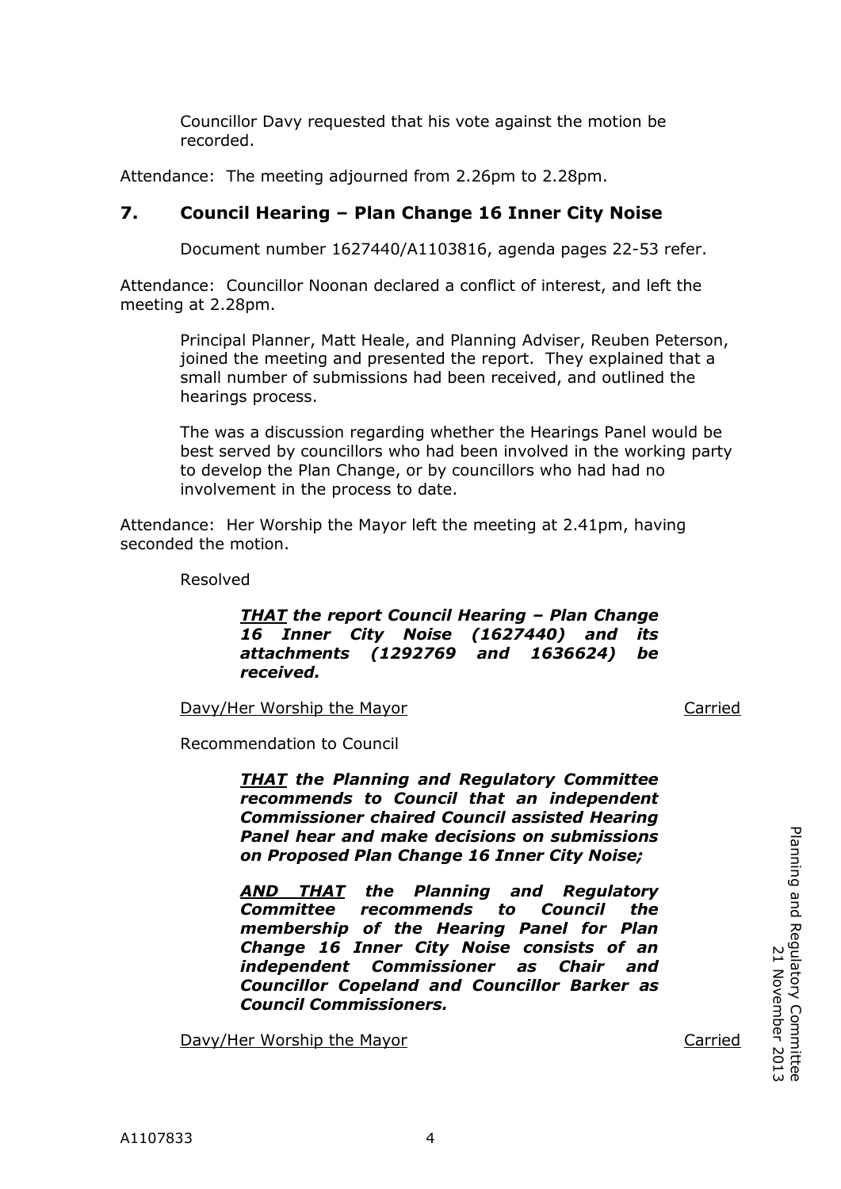Councillor Davy requested that his vote against the motion be recorded.

Attendance: The meeting adjourned from 2.26pm to 2.28pm.

## 7. Council Hearing – Plan Change 16 Inner City Noise

Document number 1627440/A1103816, agenda pages 22-53 refer.

Attendance: Councillor Noonan declared a conflict of interest, and left the meeting at 2.28pm.

Principal Planner, Matt Heale, and Planning Adviser, Reuben Peterson, joined the meeting and presented the report. They explained that a small number of submissions had been received, and outlined the hearings process.

The was a discussion regarding whether the Hearings Panel would be best served by councillors who had been involved in the working party to develop the Plan Change, or by councillors who had had no involvement in the process to date.

Attendance: Her Worship the Mayor left the meeting at 2.41pm, having seconded the motion.

Resolved

***THAT*** ***the report Council Hearing – Plan Change 16 Inner City Noise (1627440) and its attachments (1292769 and 1636624) be received.***

Davy/Her Worship the Mayor — Carried

Recommendation to Council

***THAT*** ***the Planning and Regulatory Committee recommends to Council that an independent Commissioner chaired Council assisted Hearing Panel hear and make decisions on submissions on Proposed Plan Change 16 Inner City Noise;***

***AND THAT*** ***the Planning and Regulatory Committee recommends to Council the membership of the Hearing Panel for Plan Change 16 Inner City Noise consists of an independent Commissioner as Chair and Councillor Copeland and Councillor Barker as Council Commissioners.***

Davy/Her Worship the Mayor — Carried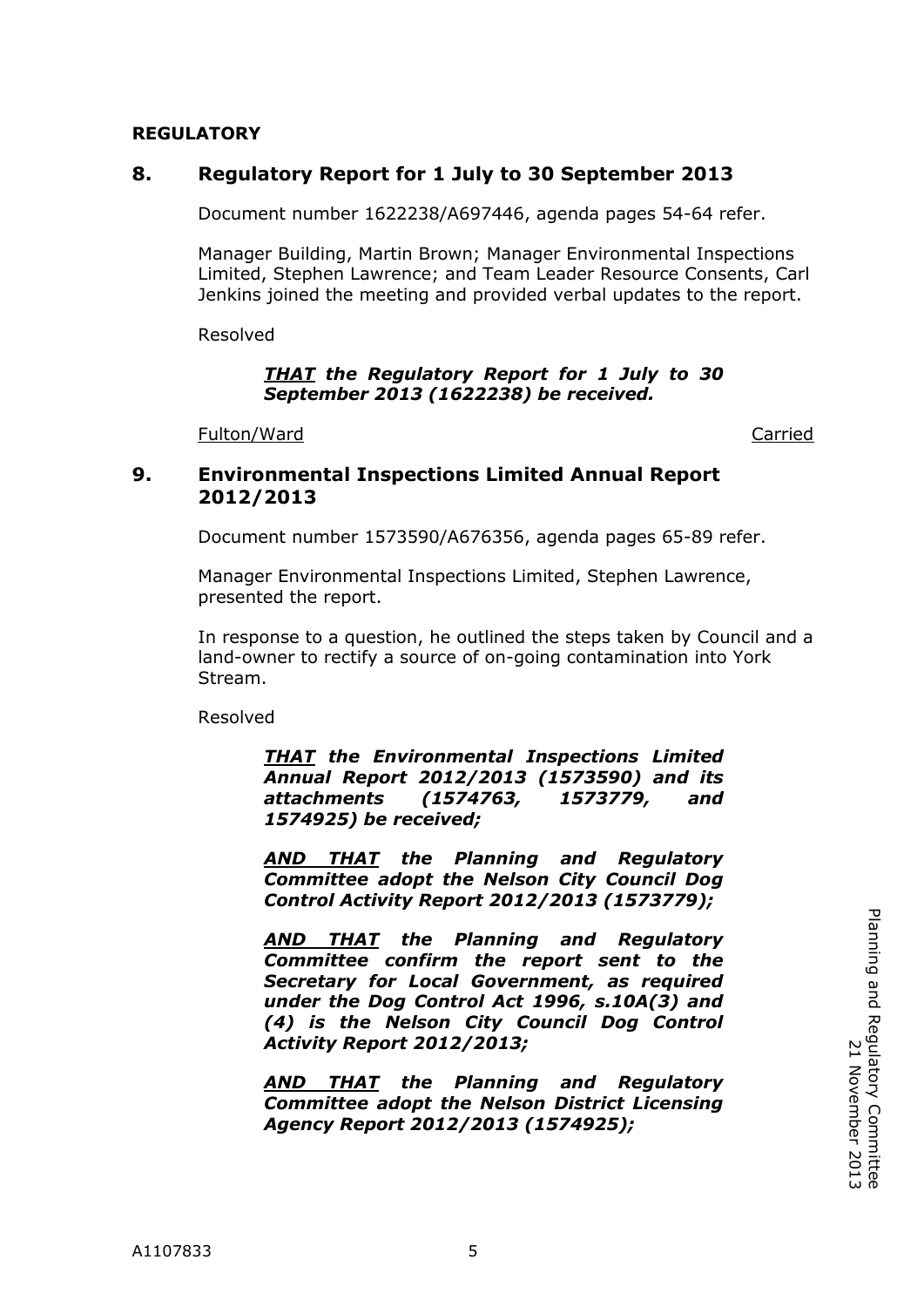**REGULATORY**

## 8. Regulatory Report for 1 July to 30 September 2013

Document number 1622238/A697446, agenda pages 54-64 refer.

Manager Building, Martin Brown; Manager Environmental Inspections Limited, Stephen Lawrence; and Team Leader Resource Consents, Carl Jenkins joined the meeting and provided verbal updates to the report.

Resolved

> ***THAT** the Regulatory Report for 1 July to 30 September 2013 (1622238) be received.*

Fulton/Ward — Carried

## 9. Environmental Inspections Limited Annual Report 2012/2013

Document number 1573590/A676356, agenda pages 65-89 refer.

Manager Environmental Inspections Limited, Stephen Lawrence, presented the report.

In response to a question, he outlined the steps taken by Council and a land-owner to rectify a source of on-going contamination into York Stream.

Resolved

> ***THAT** the Environmental Inspections Limited Annual Report 2012/2013 (1573590) and its attachments (1574763, 1573779, and 1574925) be received;*
>
> ***AND THAT** the Planning and Regulatory Committee adopt the Nelson City Council Dog Control Activity Report 2012/2013 (1573779);*
>
> ***AND THAT** the Planning and Regulatory Committee confirm the report sent to the Secretary for Local Government, as required under the Dog Control Act 1996, s.10A(3) and (4) is the Nelson City Council Dog Control Activity Report 2012/2013;*
>
> ***AND THAT** the Planning and Regulatory Committee adopt the Nelson District Licensing Agency Report 2012/2013 (1574925);*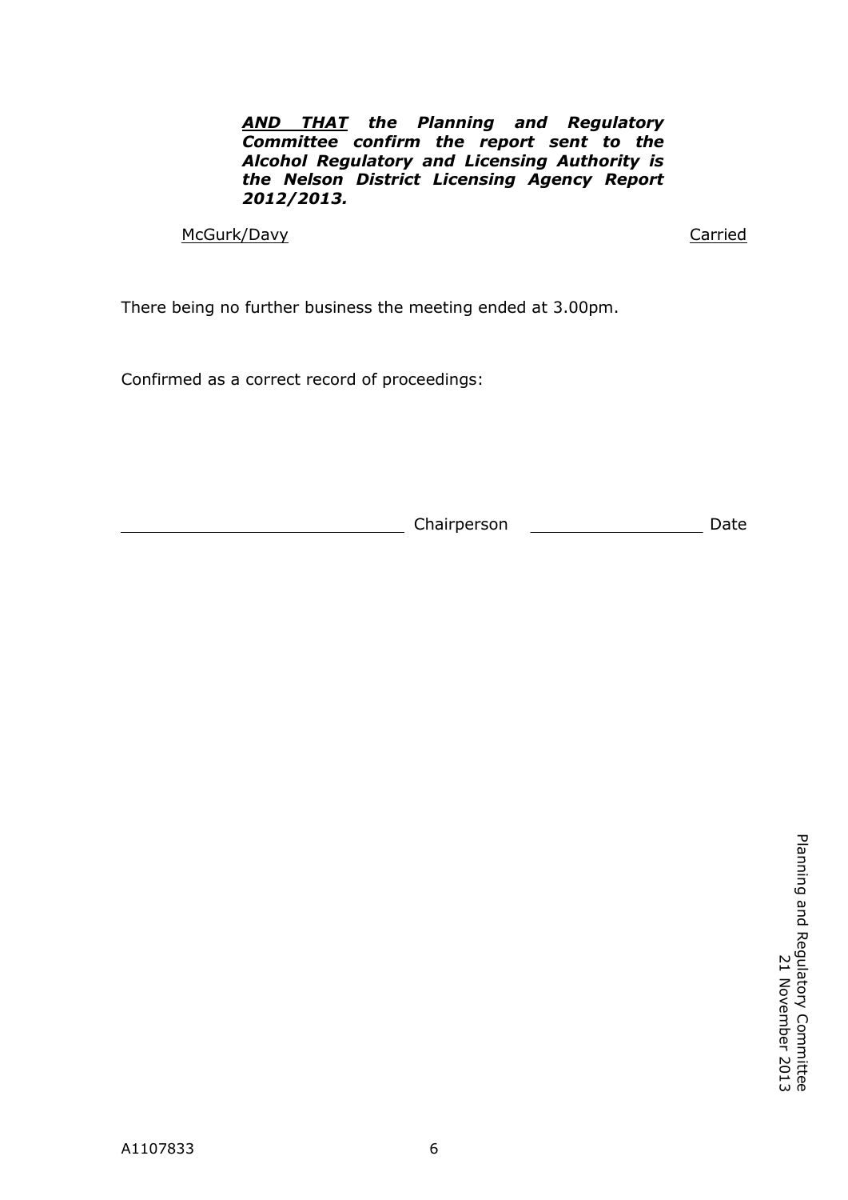***<u>AND THAT</u> the Planning and Regulatory Committee confirm the report sent to the Alcohol Regulatory and Licensing Authority is the Nelson District Licensing Agency Report 2012/2013.***

<u>McGurk/Davy</u> <u>Carried</u>

There being no further business the meeting ended at 3.00pm.

Confirmed as a correct record of proceedings:

_____________________________ Chairperson _________________ Date